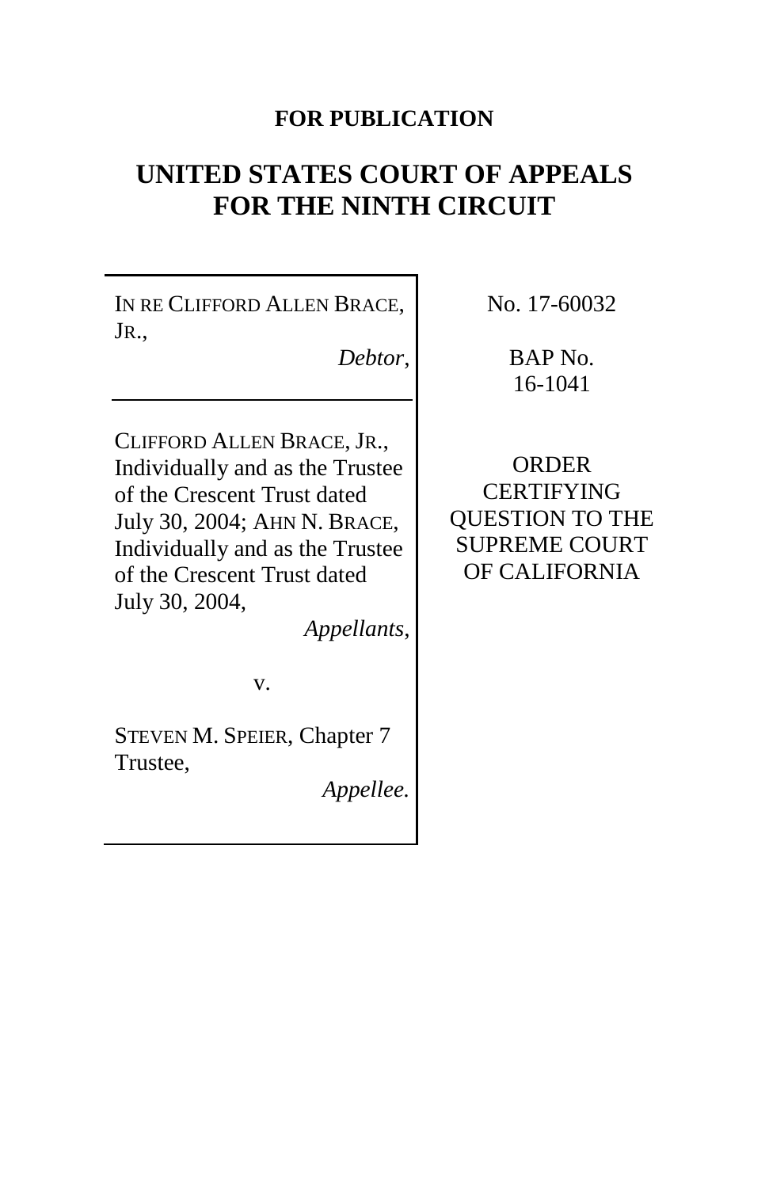**FOR PUBLICATION**

# UNITED STATES COURT OF APPEALS FOR THE NINTH CIRCUIT

IN RE CLIFFORD ALLEN BRACE, JR.,

*Debtor,*

---

CLIFFORD ALLEN BRACE, JR., Individually and as the Trustee of the Crescent Trust dated July 30, 2004; AHN N. BRACE, Individually and as the Trustee of the Crescent Trust dated July 30, 2004,

*Appellants,*

v.

STEVEN M. SPEIER, Chapter 7 Trustee,

*Appellee.*

No. 17-60032

BAP No. 16-1041

ORDER CERTIFYING QUESTION TO THE SUPREME COURT OF CALIFORNIA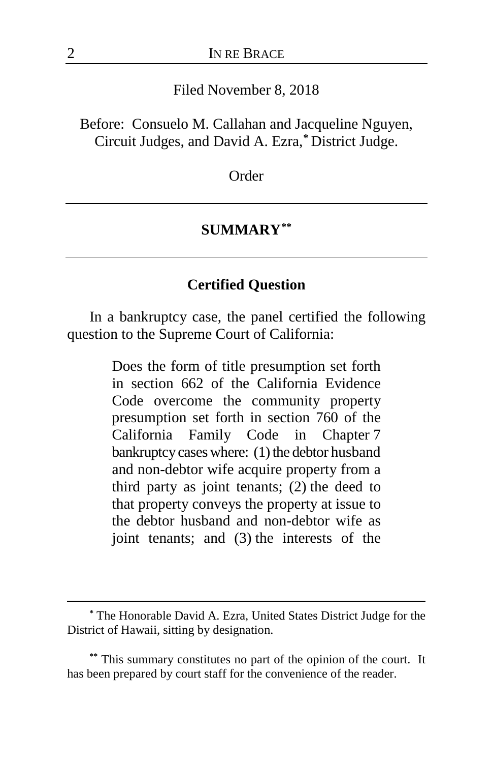Filed November 8, 2018

Before: Consuelo M. Callahan and Jacqueline Nguyen, Circuit Judges, and David A. Ezra,[*] District Judge.

Order

## SUMMARY[**]

### Certified Question

In a bankruptcy case, the panel certified the following question to the Supreme Court of California:

> Does the form of title presumption set forth in section 662 of the California Evidence Code overcome the community property presumption set forth in section 760 of the California Family Code in Chapter 7 bankruptcy cases where: (1) the debtor husband and non-debtor wife acquire property from a third party as joint tenants; (2) the deed to that property conveys the property at issue to the debtor husband and non-debtor wife as joint tenants; and (3) the interests of the

---

[*] The Honorable David A. Ezra, United States District Judge for the District of Hawaii, sitting by designation.

[**] This summary constitutes no part of the opinion of the court. It has been prepared by court staff for the convenience of the reader.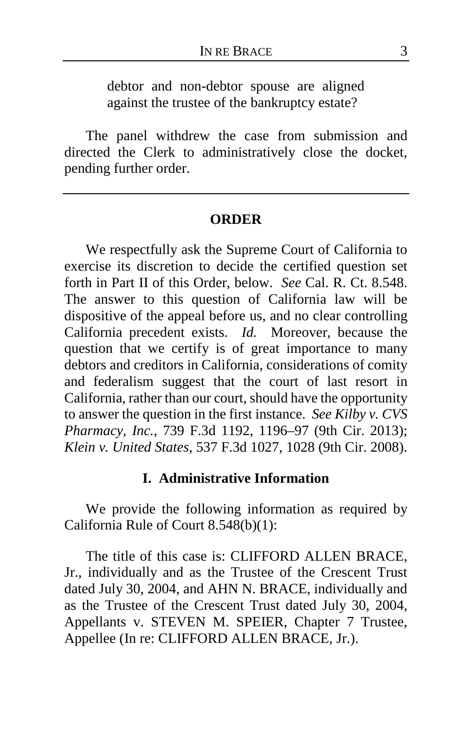debtor and non-debtor spouse are aligned against the trustee of the bankruptcy estate?

The panel withdrew the case from submission and directed the Clerk to administratively close the docket, pending further order.

---

## ORDER

We respectfully ask the Supreme Court of California to exercise its discretion to decide the certified question set forth in Part II of this Order, below. *See* Cal. R. Ct. 8.548. The answer to this question of California law will be dispositive of the appeal before us, and no clear controlling California precedent exists. *Id.* Moreover, because the question that we certify is of great importance to many debtors and creditors in California, considerations of comity and federalism suggest that the court of last resort in California, rather than our court, should have the opportunity to answer the question in the first instance. *See Kilby v. CVS Pharmacy, Inc.*, 739 F.3d 1192, 1196–97 (9th Cir. 2013); *Klein v. United States*, 537 F.3d 1027, 1028 (9th Cir. 2008).

### I. Administrative Information

We provide the following information as required by California Rule of Court 8.548(b)(1):

The title of this case is: CLIFFORD ALLEN BRACE, Jr., individually and as the Trustee of the Crescent Trust dated July 30, 2004, and AHN N. BRACE, individually and as the Trustee of the Crescent Trust dated July 30, 2004, Appellants v. STEVEN M. SPEIER, Chapter 7 Trustee, Appellee (In re: CLIFFORD ALLEN BRACE, Jr.).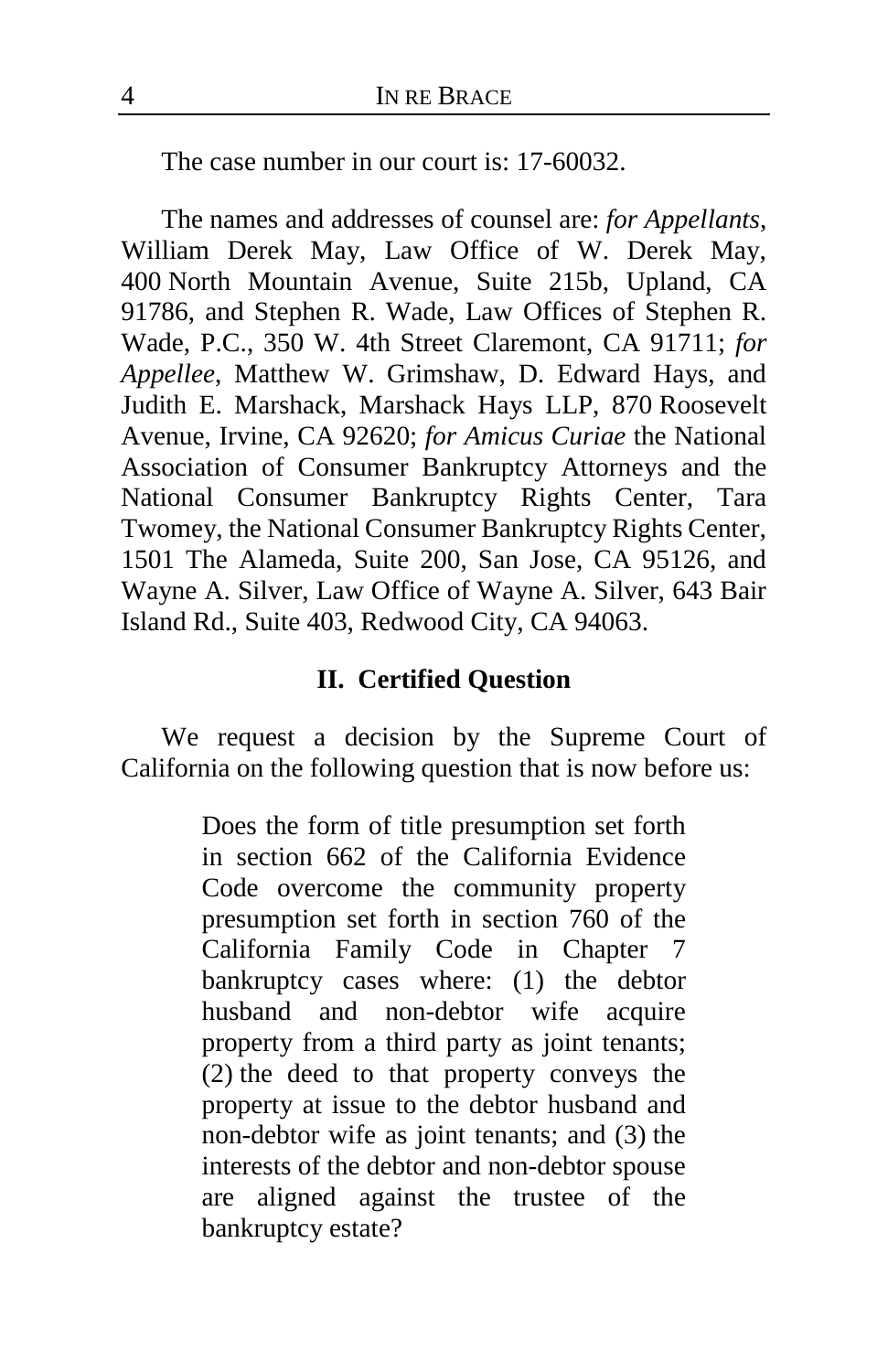The case number in our court is: 17-60032.

The names and addresses of counsel are: *for Appellants*, William Derek May, Law Office of W. Derek May, 400 North Mountain Avenue, Suite 215b, Upland, CA 91786, and Stephen R. Wade, Law Offices of Stephen R. Wade, P.C., 350 W. 4th Street Claremont, CA 91711; *for Appellee*, Matthew W. Grimshaw, D. Edward Hays, and Judith E. Marshack, Marshack Hays LLP, 870 Roosevelt Avenue, Irvine, CA 92620; *for Amicus Curiae* the National Association of Consumer Bankruptcy Attorneys and the National Consumer Bankruptcy Rights Center, Tara Twomey, the National Consumer Bankruptcy Rights Center, 1501 The Alameda, Suite 200, San Jose, CA 95126, and Wayne A. Silver, Law Office of Wayne A. Silver, 643 Bair Island Rd., Suite 403, Redwood City, CA 94063.

## II. Certified Question

We request a decision by the Supreme Court of California on the following question that is now before us:

> Does the form of title presumption set forth in section 662 of the California Evidence Code overcome the community property presumption set forth in section 760 of the California Family Code in Chapter 7 bankruptcy cases where: (1) the debtor husband and non-debtor wife acquire property from a third party as joint tenants; (2) the deed to that property conveys the property at issue to the debtor husband and non-debtor wife as joint tenants; and (3) the interests of the debtor and non-debtor spouse are aligned against the trustee of the bankruptcy estate?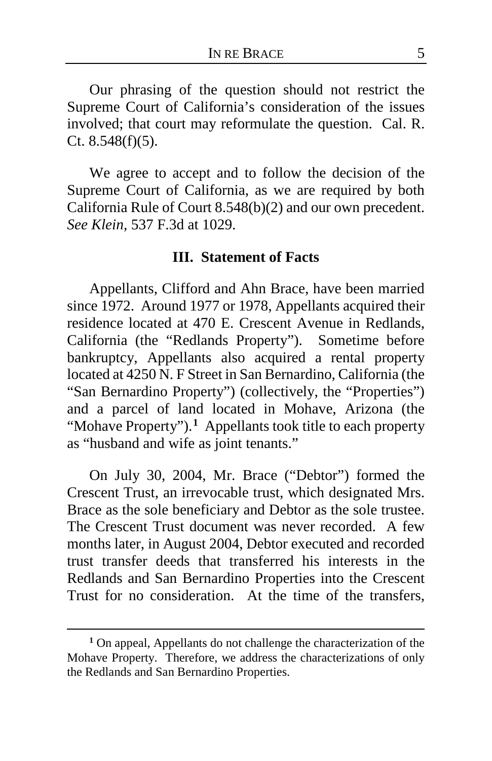Our phrasing of the question should not restrict the Supreme Court of California's consideration of the issues involved; that court may reformulate the question. Cal. R. Ct. 8.548(f)(5).

We agree to accept and to follow the decision of the Supreme Court of California, as we are required by both California Rule of Court 8.548(b)(2) and our own precedent. *See Klein*, 537 F.3d at 1029.

## III. Statement of Facts

Appellants, Clifford and Ahn Brace, have been married since 1972. Around 1977 or 1978, Appellants acquired their residence located at 470 E. Crescent Avenue in Redlands, California (the "Redlands Property"). Sometime before bankruptcy, Appellants also acquired a rental property located at 4250 N. F Street in San Bernardino, California (the "San Bernardino Property") (collectively, the "Properties") and a parcel of land located in Mohave, Arizona (the "Mohave Property").[1] Appellants took title to each property as "husband and wife as joint tenants."

On July 30, 2004, Mr. Brace ("Debtor") formed the Crescent Trust, an irrevocable trust, which designated Mrs. Brace as the sole beneficiary and Debtor as the sole trustee. The Crescent Trust document was never recorded. A few months later, in August 2004, Debtor executed and recorded trust transfer deeds that transferred his interests in the Redlands and San Bernardino Properties into the Crescent Trust for no consideration. At the time of the transfers,

---

[1] On appeal, Appellants do not challenge the characterization of the Mohave Property. Therefore, we address the characterizations of only the Redlands and San Bernardino Properties.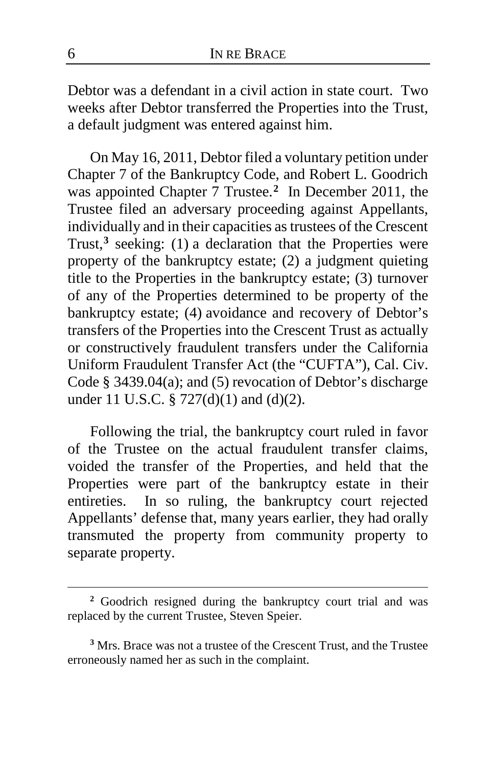Debtor was a defendant in a civil action in state court. Two weeks after Debtor transferred the Properties into the Trust, a default judgment was entered against him.

On May 16, 2011, Debtor filed a voluntary petition under Chapter 7 of the Bankruptcy Code, and Robert L. Goodrich was appointed Chapter 7 Trustee.[2] In December 2011, the Trustee filed an adversary proceeding against Appellants, individually and in their capacities as trustees of the Crescent Trust,[3] seeking: (1) a declaration that the Properties were property of the bankruptcy estate; (2) a judgment quieting title to the Properties in the bankruptcy estate; (3) turnover of any of the Properties determined to be property of the bankruptcy estate; (4) avoidance and recovery of Debtor's transfers of the Properties into the Crescent Trust as actually or constructively fraudulent transfers under the California Uniform Fraudulent Transfer Act (the "CUFTA"), Cal. Civ. Code § 3439.04(a); and (5) revocation of Debtor's discharge under 11 U.S.C. § 727(d)(1) and (d)(2).

Following the trial, the bankruptcy court ruled in favor of the Trustee on the actual fraudulent transfer claims, voided the transfer of the Properties, and held that the Properties were part of the bankruptcy estate in their entireties. In so ruling, the bankruptcy court rejected Appellants' defense that, many years earlier, they had orally transmuted the property from community property to separate property.

---

[2] Goodrich resigned during the bankruptcy court trial and was replaced by the current Trustee, Steven Speier.

[3] Mrs. Brace was not a trustee of the Crescent Trust, and the Trustee erroneously named her as such in the complaint.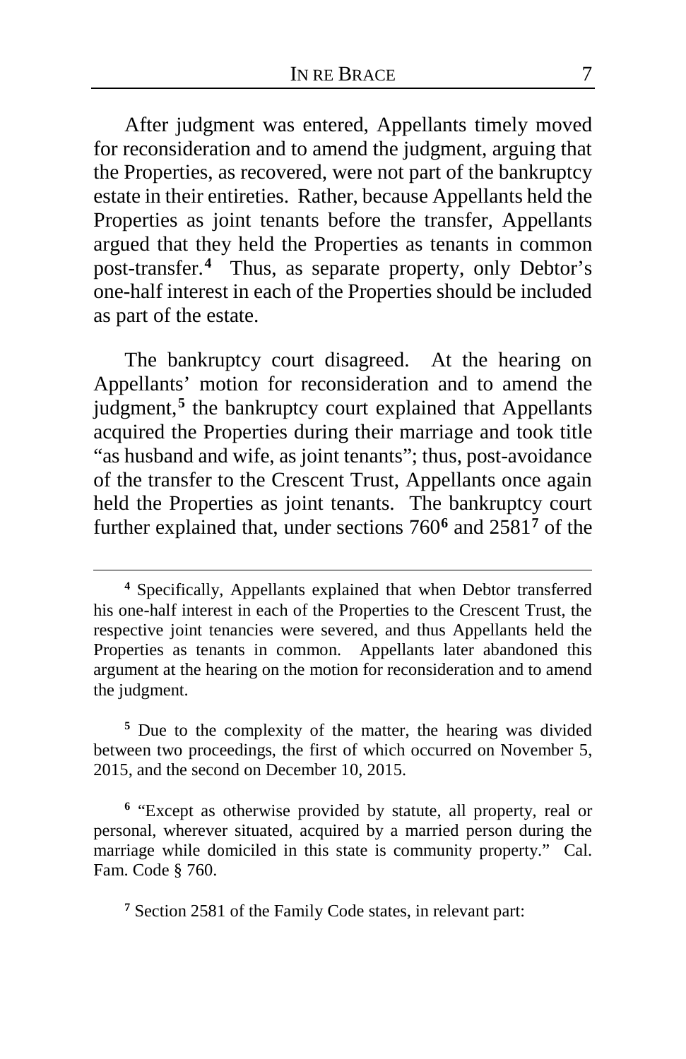After judgment was entered, Appellants timely moved for reconsideration and to amend the judgment, arguing that the Properties, as recovered, were not part of the bankruptcy estate in their entireties. Rather, because Appellants held the Properties as joint tenants before the transfer, Appellants argued that they held the Properties as tenants in common post-transfer.[4] Thus, as separate property, only Debtor's one-half interest in each of the Properties should be included as part of the estate.

The bankruptcy court disagreed. At the hearing on Appellants' motion for reconsideration and to amend the judgment,[5] the bankruptcy court explained that Appellants acquired the Properties during their marriage and took title "as husband and wife, as joint tenants"; thus, post-avoidance of the transfer to the Crescent Trust, Appellants once again held the Properties as joint tenants. The bankruptcy court further explained that, under sections 760[6] and 2581[7] of the

---

[4] Specifically, Appellants explained that when Debtor transferred his one-half interest in each of the Properties to the Crescent Trust, the respective joint tenancies were severed, and thus Appellants held the Properties as tenants in common. Appellants later abandoned this argument at the hearing on the motion for reconsideration and to amend the judgment.

[5] Due to the complexity of the matter, the hearing was divided between two proceedings, the first of which occurred on November 5, 2015, and the second on December 10, 2015.

[6] "Except as otherwise provided by statute, all property, real or personal, wherever situated, acquired by a married person during the marriage while domiciled in this state is community property." Cal. Fam. Code § 760.

[7] Section 2581 of the Family Code states, in relevant part: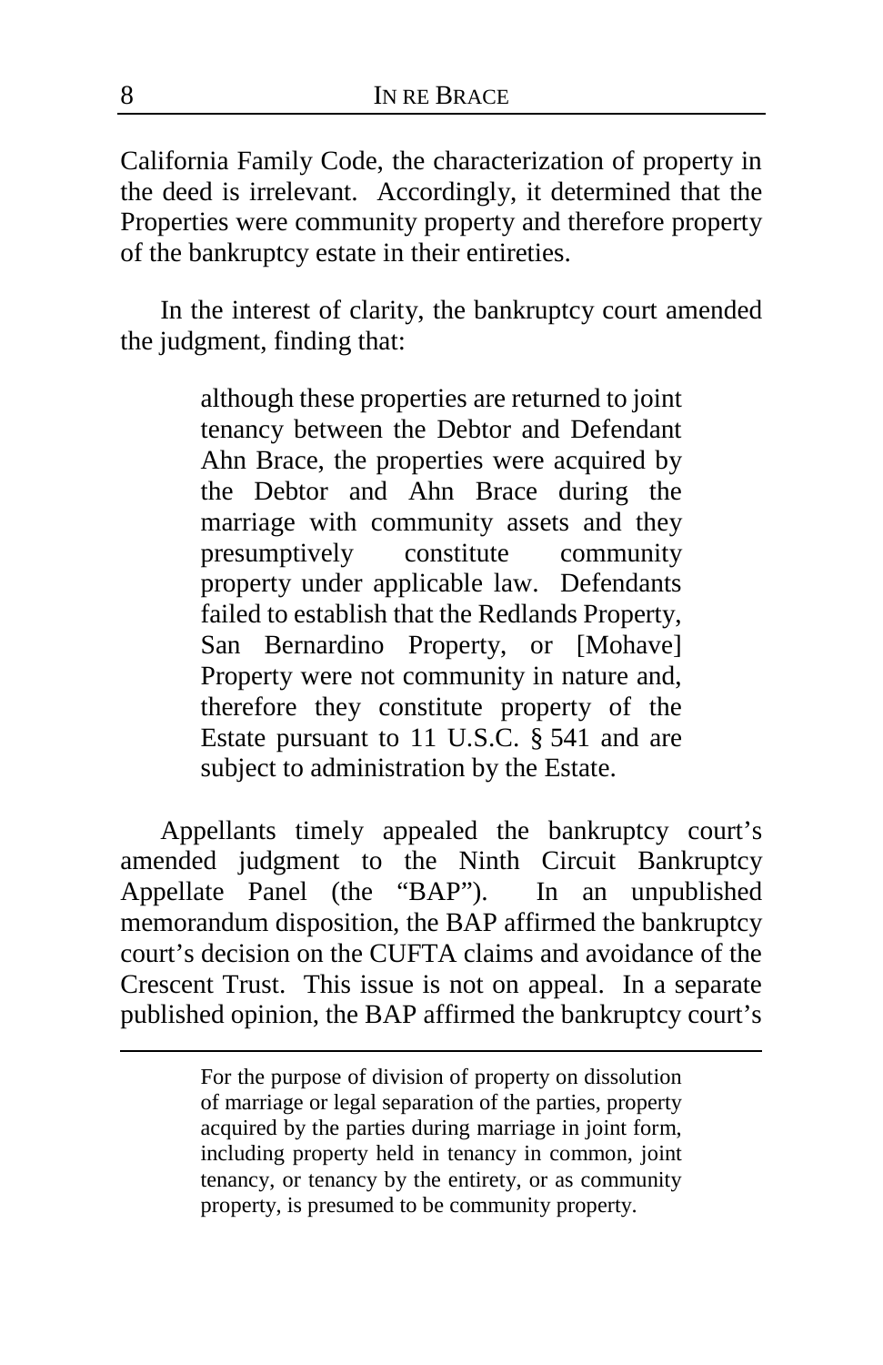California Family Code, the characterization of property in the deed is irrelevant. Accordingly, it determined that the Properties were community property and therefore property of the bankruptcy estate in their entireties.

In the interest of clarity, the bankruptcy court amended the judgment, finding that:

> although these properties are returned to joint tenancy between the Debtor and Defendant Ahn Brace, the properties were acquired by the Debtor and Ahn Brace during the marriage with community assets and they presumptively constitute community property under applicable law. Defendants failed to establish that the Redlands Property, San Bernardino Property, or [Mohave] Property were not community in nature and, therefore they constitute property of the Estate pursuant to 11 U.S.C. § 541 and are subject to administration by the Estate.

Appellants timely appealed the bankruptcy court's amended judgment to the Ninth Circuit Bankruptcy Appellate Panel (the "BAP"). In an unpublished memorandum disposition, the BAP affirmed the bankruptcy court's decision on the CUFTA claims and avoidance of the Crescent Trust. This issue is not on appeal. In a separate published opinion, the BAP affirmed the bankruptcy court's

---

> For the purpose of division of property on dissolution of marriage or legal separation of the parties, property acquired by the parties during marriage in joint form, including property held in tenancy in common, joint tenancy, or tenancy by the entirety, or as community property, is presumed to be community property.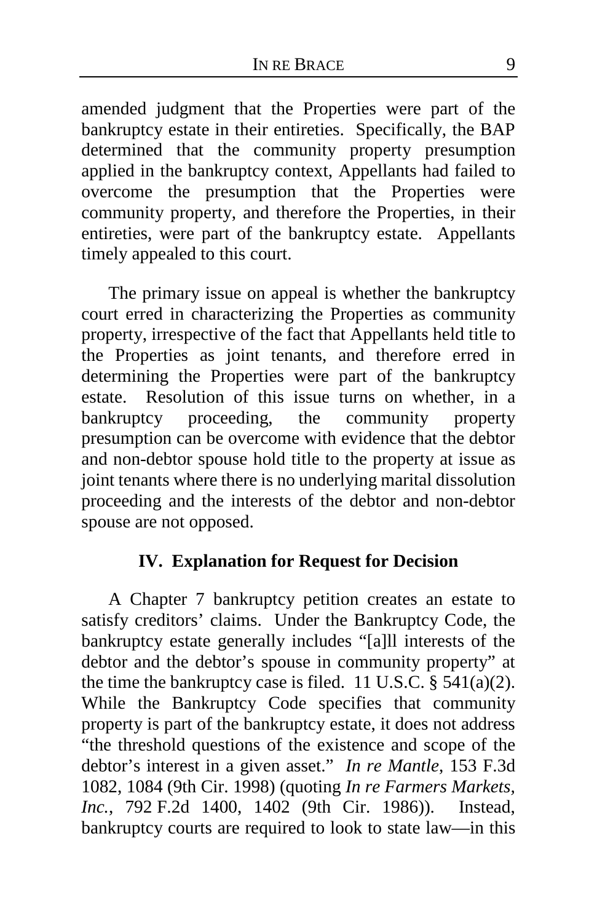amended judgment that the Properties were part of the bankruptcy estate in their entireties. Specifically, the BAP determined that the community property presumption applied in the bankruptcy context, Appellants had failed to overcome the presumption that the Properties were community property, and therefore the Properties, in their entireties, were part of the bankruptcy estate. Appellants timely appealed to this court.

The primary issue on appeal is whether the bankruptcy court erred in characterizing the Properties as community property, irrespective of the fact that Appellants held title to the Properties as joint tenants, and therefore erred in determining the Properties were part of the bankruptcy estate. Resolution of this issue turns on whether, in a bankruptcy proceeding, the community property presumption can be overcome with evidence that the debtor and non-debtor spouse hold title to the property at issue as joint tenants where there is no underlying marital dissolution proceeding and the interests of the debtor and non-debtor spouse are not opposed.

## IV. Explanation for Request for Decision

A Chapter 7 bankruptcy petition creates an estate to satisfy creditors' claims. Under the Bankruptcy Code, the bankruptcy estate generally includes "[a]ll interests of the debtor and the debtor's spouse in community property" at the time the bankruptcy case is filed. 11 U.S.C. § 541(a)(2). While the Bankruptcy Code specifies that community property is part of the bankruptcy estate, it does not address "the threshold questions of the existence and scope of the debtor's interest in a given asset." *In re Mantle*, 153 F.3d 1082, 1084 (9th Cir. 1998) (quoting *In re Farmers Markets, Inc.*, 792 F.2d 1400, 1402 (9th Cir. 1986)). Instead, bankruptcy courts are required to look to state law—in this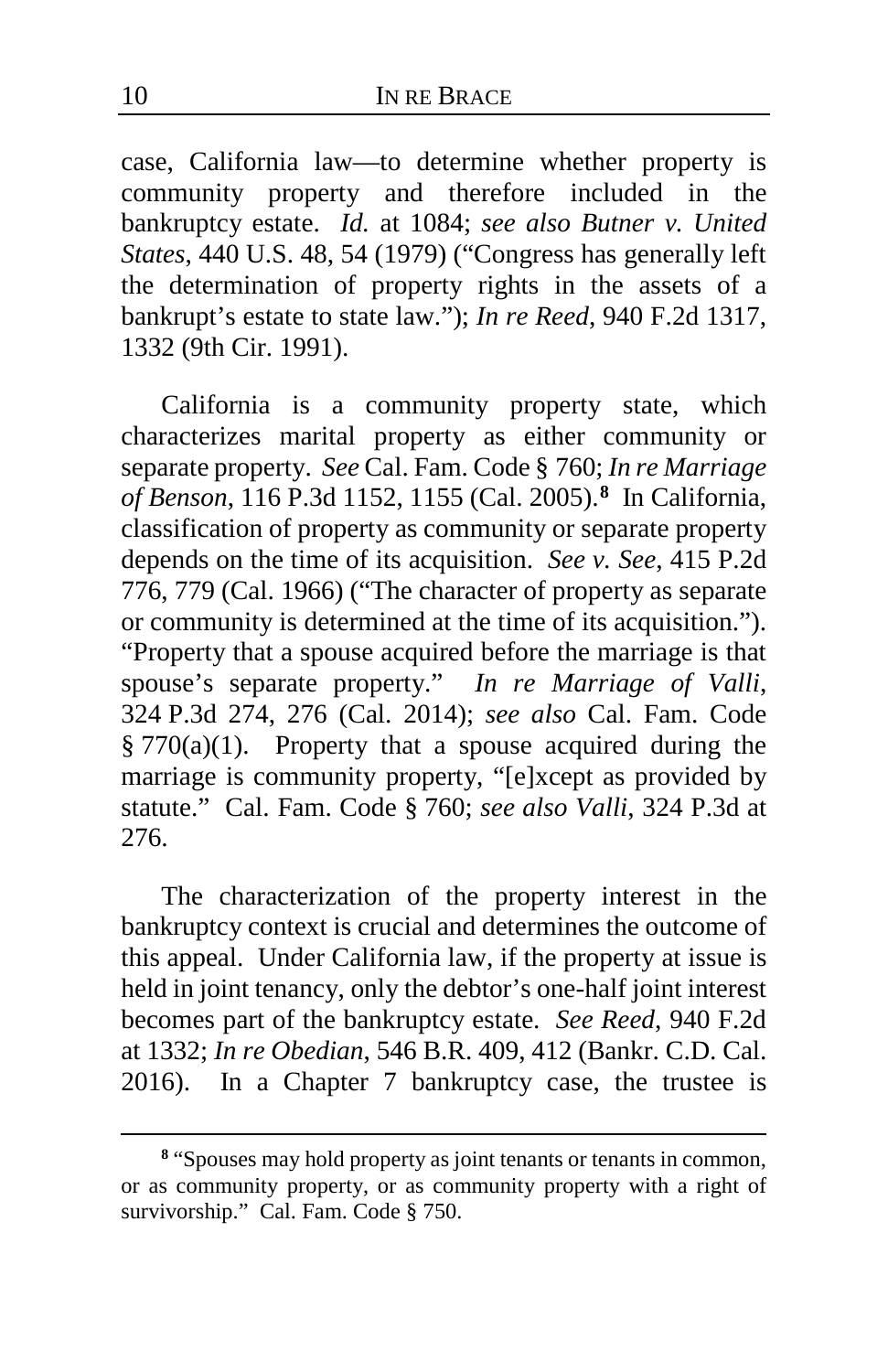case, California law—to determine whether property is community property and therefore included in the bankruptcy estate. *Id.* at 1084; *see also Butner v. United States*, 440 U.S. 48, 54 (1979) ("Congress has generally left the determination of property rights in the assets of a bankrupt's estate to state law."); *In re Reed*, 940 F.2d 1317, 1332 (9th Cir. 1991).

California is a community property state, which characterizes marital property as either community or separate property. *See* Cal. Fam. Code § 760; *In re Marriage of Benson*, 116 P.3d 1152, 1155 (Cal. 2005).[8] In California, classification of property as community or separate property depends on the time of its acquisition. *See v. See*, 415 P.2d 776, 779 (Cal. 1966) ("The character of property as separate or community is determined at the time of its acquisition."). "Property that a spouse acquired before the marriage is that spouse's separate property." *In re Marriage of Valli*, 324 P.3d 274, 276 (Cal. 2014); *see also* Cal. Fam. Code § 770(a)(1). Property that a spouse acquired during the marriage is community property, "[e]xcept as provided by statute." Cal. Fam. Code § 760; *see also Valli*, 324 P.3d at 276.

The characterization of the property interest in the bankruptcy context is crucial and determines the outcome of this appeal. Under California law, if the property at issue is held in joint tenancy, only the debtor's one-half joint interest becomes part of the bankruptcy estate. *See Reed*, 940 F.2d at 1332; *In re Obedian*, 546 B.R. 409, 412 (Bankr. C.D. Cal. 2016). In a Chapter 7 bankruptcy case, the trustee is

---

[8] "Spouses may hold property as joint tenants or tenants in common, or as community property, or as community property with a right of survivorship." Cal. Fam. Code § 750.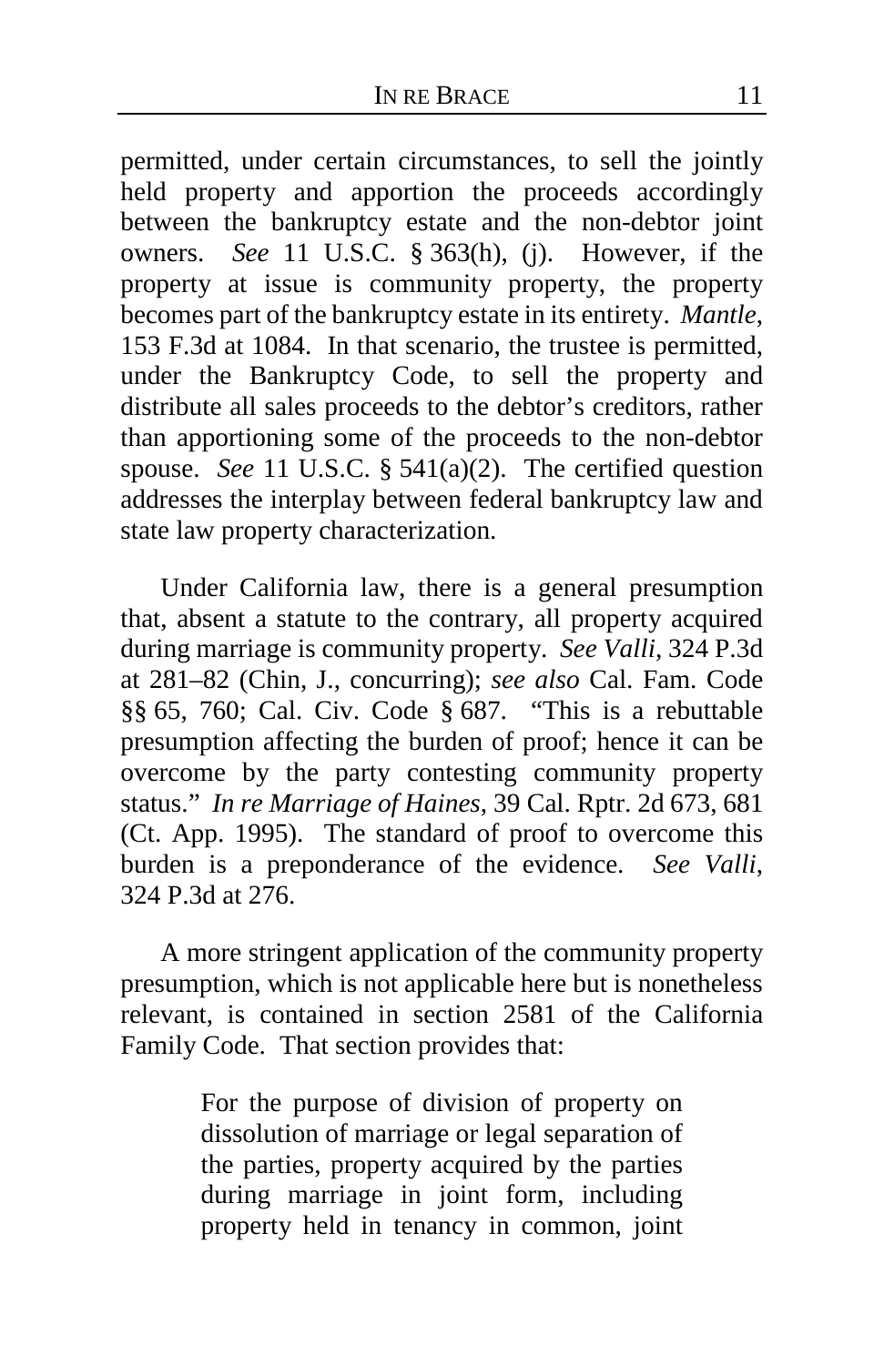permitted, under certain circumstances, to sell the jointly held property and apportion the proceeds accordingly between the bankruptcy estate and the non-debtor joint owners. *See* 11 U.S.C. § 363(h), (j). However, if the property at issue is community property, the property becomes part of the bankruptcy estate in its entirety. *Mantle*, 153 F.3d at 1084. In that scenario, the trustee is permitted, under the Bankruptcy Code, to sell the property and distribute all sales proceeds to the debtor's creditors, rather than apportioning some of the proceeds to the non-debtor spouse. *See* 11 U.S.C. § 541(a)(2). The certified question addresses the interplay between federal bankruptcy law and state law property characterization.

Under California law, there is a general presumption that, absent a statute to the contrary, all property acquired during marriage is community property. *See Valli*, 324 P.3d at 281–82 (Chin, J., concurring); *see also* Cal. Fam. Code §§ 65, 760; Cal. Civ. Code § 687. "This is a rebuttable presumption affecting the burden of proof; hence it can be overcome by the party contesting community property status." *In re Marriage of Haines*, 39 Cal. Rptr. 2d 673, 681 (Ct. App. 1995). The standard of proof to overcome this burden is a preponderance of the evidence. *See Valli*, 324 P.3d at 276.

A more stringent application of the community property presumption, which is not applicable here but is nonetheless relevant, is contained in section 2581 of the California Family Code. That section provides that:

> For the purpose of division of property on dissolution of marriage or legal separation of the parties, property acquired by the parties during marriage in joint form, including property held in tenancy in common, joint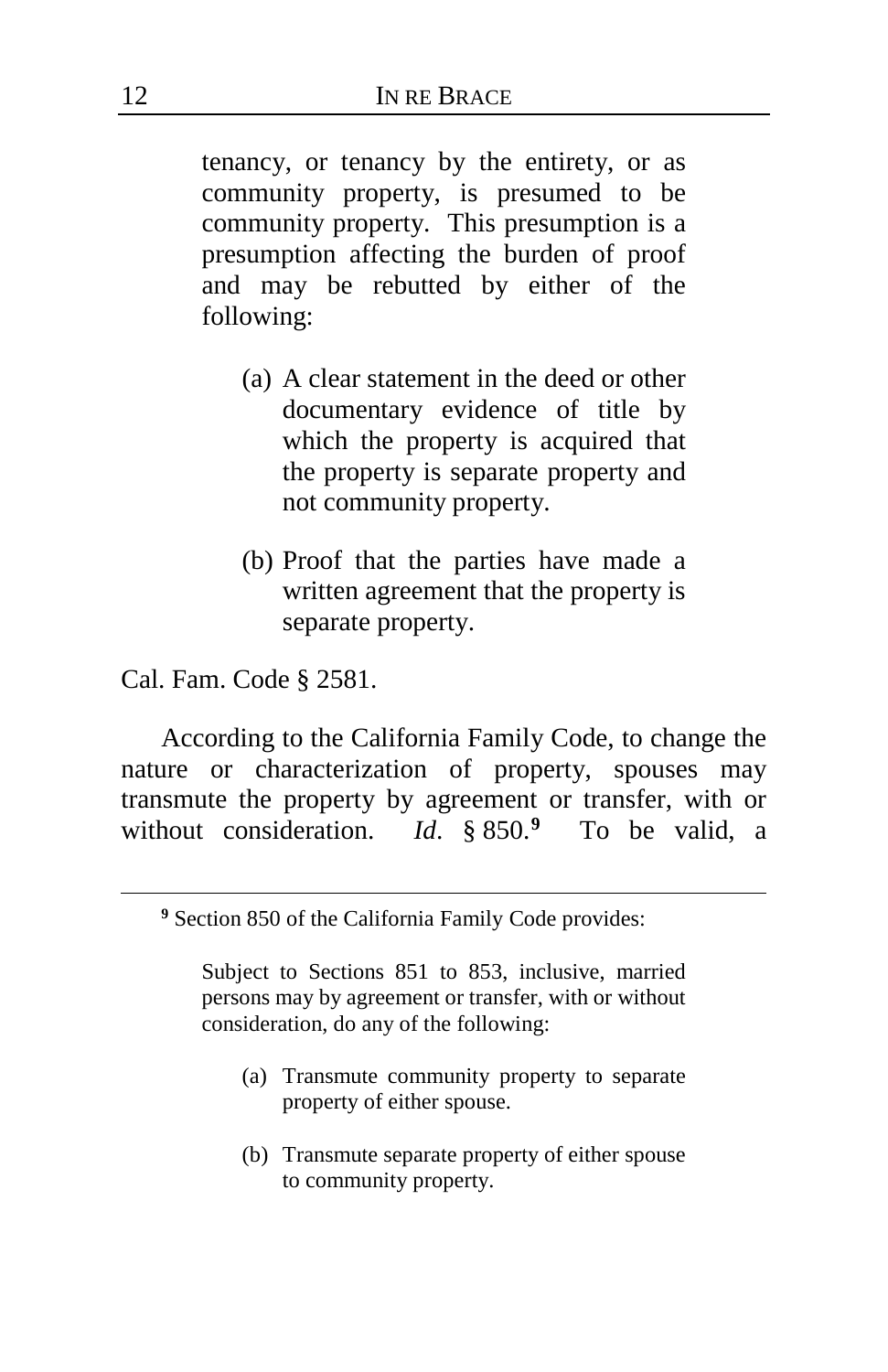> tenancy, or tenancy by the entirety, or as community property, is presumed to be community property. This presumption is a presumption affecting the burden of proof and may be rebutted by either of the following:
>
> (a) A clear statement in the deed or other documentary evidence of title by which the property is acquired that the property is separate property and not community property.
>
> (b) Proof that the parties have made a written agreement that the property is separate property.

Cal. Fam. Code § 2581.

According to the California Family Code, to change the nature or characterization of property, spouses may transmute the property by agreement or transfer, with or without consideration. *Id.* § 850.[9] To be valid, a

---

[9] Section 850 of the California Family Code provides:

> Subject to Sections 851 to 853, inclusive, married persons may by agreement or transfer, with or without consideration, do any of the following:
>
> (a) Transmute community property to separate property of either spouse.
>
> (b) Transmute separate property of either spouse to community property.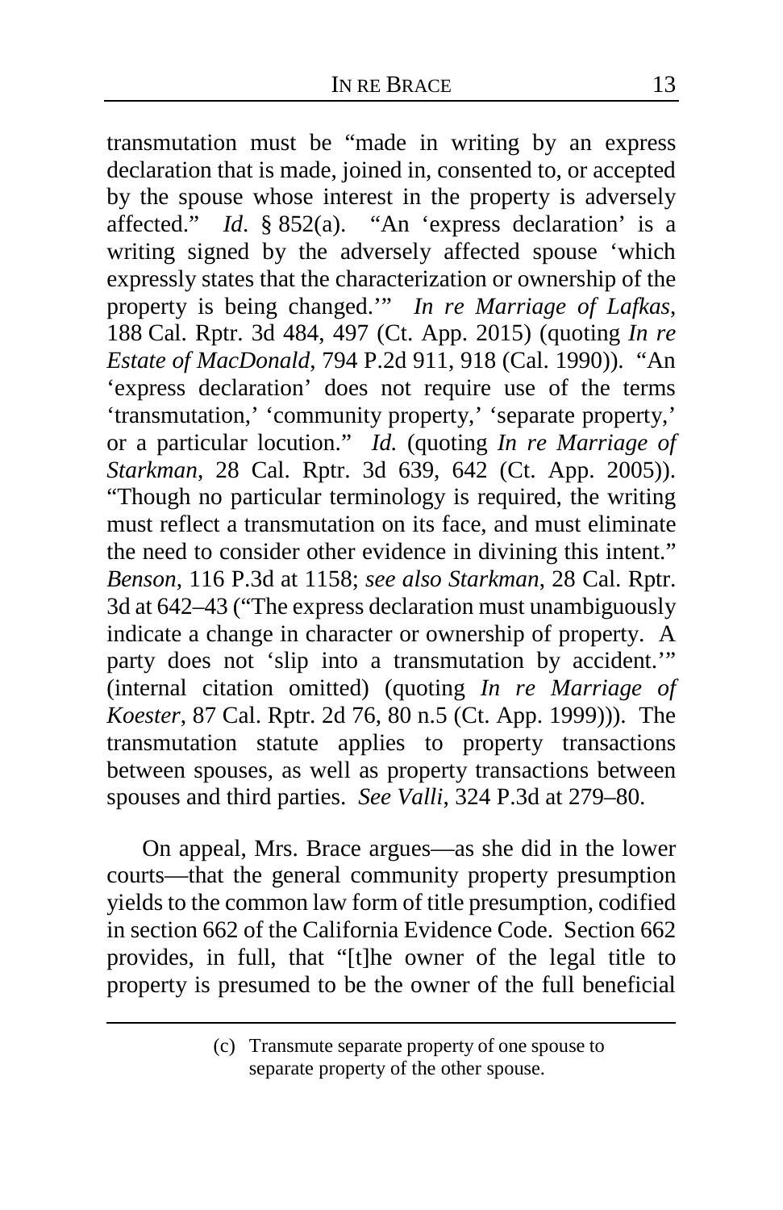transmutation must be "made in writing by an express declaration that is made, joined in, consented to, or accepted by the spouse whose interest in the property is adversely affected." *Id*. § 852(a). "An 'express declaration' is a writing signed by the adversely affected spouse 'which expressly states that the characterization or ownership of the property is being changed.'" *In re Marriage of Lafkas*, 188 Cal. Rptr. 3d 484, 497 (Ct. App. 2015) (quoting *In re Estate of MacDonald*, 794 P.2d 911, 918 (Cal. 1990)). "An 'express declaration' does not require use of the terms 'transmutation,' 'community property,' 'separate property,' or a particular locution." *Id.* (quoting *In re Marriage of Starkman*, 28 Cal. Rptr. 3d 639, 642 (Ct. App. 2005)). "Though no particular terminology is required, the writing must reflect a transmutation on its face, and must eliminate the need to consider other evidence in divining this intent." *Benson*, 116 P.3d at 1158; *see also Starkman*, 28 Cal. Rptr. 3d at 642–43 ("The express declaration must unambiguously indicate a change in character or ownership of property. A party does not 'slip into a transmutation by accident.'" (internal citation omitted) (quoting *In re Marriage of Koester*, 87 Cal. Rptr. 2d 76, 80 n.5 (Ct. App. 1999))). The transmutation statute applies to property transactions between spouses, as well as property transactions between spouses and third parties. *See Valli*, 324 P.3d at 279–80.

On appeal, Mrs. Brace argues—as she did in the lower courts—that the general community property presumption yields to the common law form of title presumption, codified in section 662 of the California Evidence Code. Section 662 provides, in full, that "[t]he owner of the legal title to property is presumed to be the owner of the full beneficial

---

(c) Transmute separate property of one spouse to separate property of the other spouse.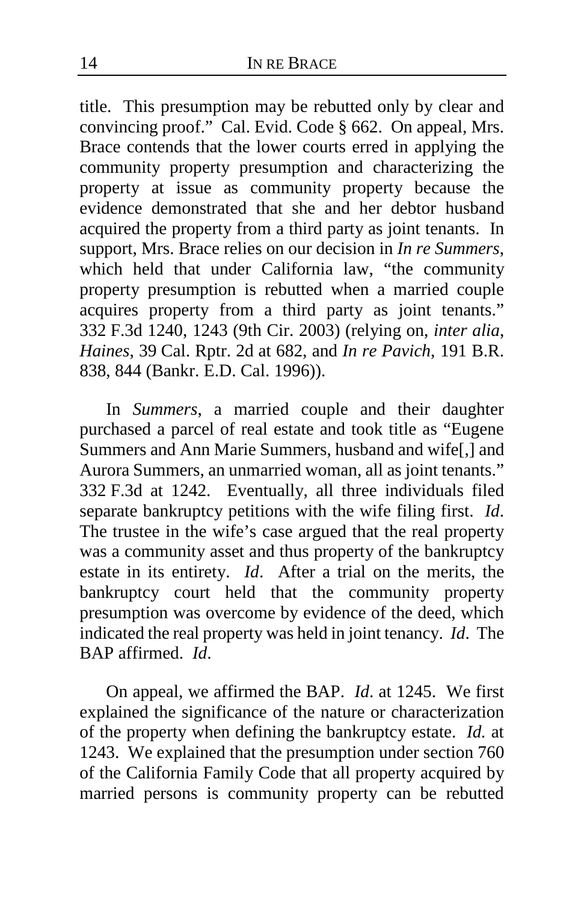title. This presumption may be rebutted only by clear and convincing proof." Cal. Evid. Code § 662. On appeal, Mrs. Brace contends that the lower courts erred in applying the community property presumption and characterizing the property at issue as community property because the evidence demonstrated that she and her debtor husband acquired the property from a third party as joint tenants. In support, Mrs. Brace relies on our decision in *In re Summers*, which held that under California law, "the community property presumption is rebutted when a married couple acquires property from a third party as joint tenants." 332 F.3d 1240, 1243 (9th Cir. 2003) (relying on, *inter alia*, *Haines*, 39 Cal. Rptr. 2d at 682, and *In re Pavich*, 191 B.R. 838, 844 (Bankr. E.D. Cal. 1996)).

In *Summers*, a married couple and their daughter purchased a parcel of real estate and took title as "Eugene Summers and Ann Marie Summers, husband and wife[,] and Aurora Summers, an unmarried woman, all as joint tenants." 332 F.3d at 1242. Eventually, all three individuals filed separate bankruptcy petitions with the wife filing first. *Id*. The trustee in the wife's case argued that the real property was a community asset and thus property of the bankruptcy estate in its entirety. *Id*. After a trial on the merits, the bankruptcy court held that the community property presumption was overcome by evidence of the deed, which indicated the real property was held in joint tenancy. *Id*. The BAP affirmed. *Id*.

On appeal, we affirmed the BAP. *Id*. at 1245. We first explained the significance of the nature or characterization of the property when defining the bankruptcy estate. *Id.* at 1243. We explained that the presumption under section 760 of the California Family Code that all property acquired by married persons is community property can be rebutted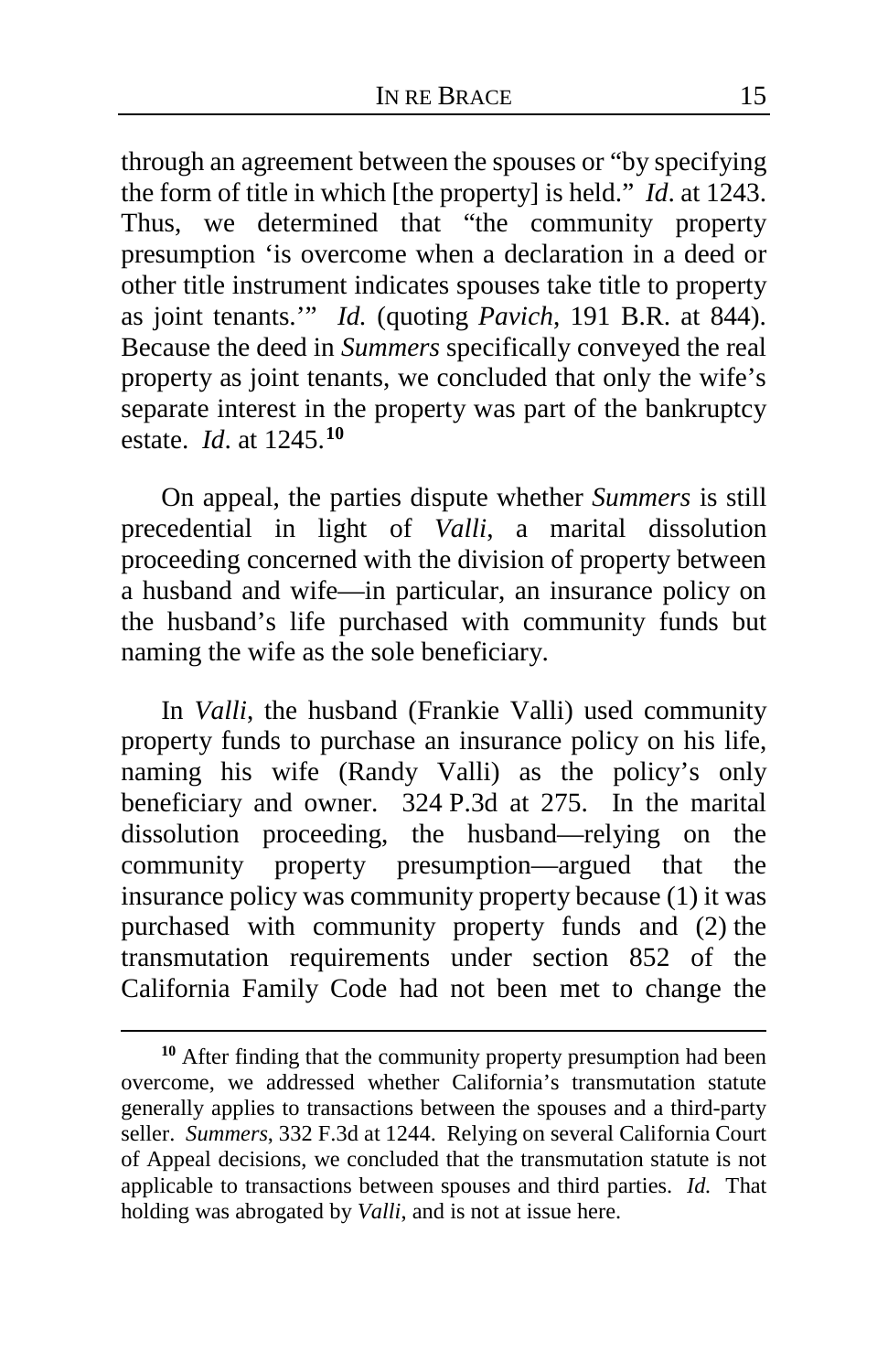through an agreement between the spouses or "by specifying the form of title in which [the property] is held." *Id*. at 1243. Thus, we determined that "the community property presumption 'is overcome when a declaration in a deed or other title instrument indicates spouses take title to property as joint tenants.'" *Id.* (quoting *Pavich*, 191 B.R. at 844). Because the deed in *Summers* specifically conveyed the real property as joint tenants, we concluded that only the wife's separate interest in the property was part of the bankruptcy estate. *Id*. at 1245.[10]

On appeal, the parties dispute whether *Summers* is still precedential in light of *Valli*, a marital dissolution proceeding concerned with the division of property between a husband and wife—in particular, an insurance policy on the husband's life purchased with community funds but naming the wife as the sole beneficiary.

In *Valli*, the husband (Frankie Valli) used community property funds to purchase an insurance policy on his life, naming his wife (Randy Valli) as the policy's only beneficiary and owner. 324 P.3d at 275. In the marital dissolution proceeding, the husband—relying on the community property presumption—argued that the insurance policy was community property because (1) it was purchased with community property funds and (2) the transmutation requirements under section 852 of the California Family Code had not been met to change the

---

[10] After finding that the community property presumption had been overcome, we addressed whether California's transmutation statute generally applies to transactions between the spouses and a third-party seller. *Summers*, 332 F.3d at 1244. Relying on several California Court of Appeal decisions, we concluded that the transmutation statute is not applicable to transactions between spouses and third parties. *Id.* That holding was abrogated by *Valli*, and is not at issue here.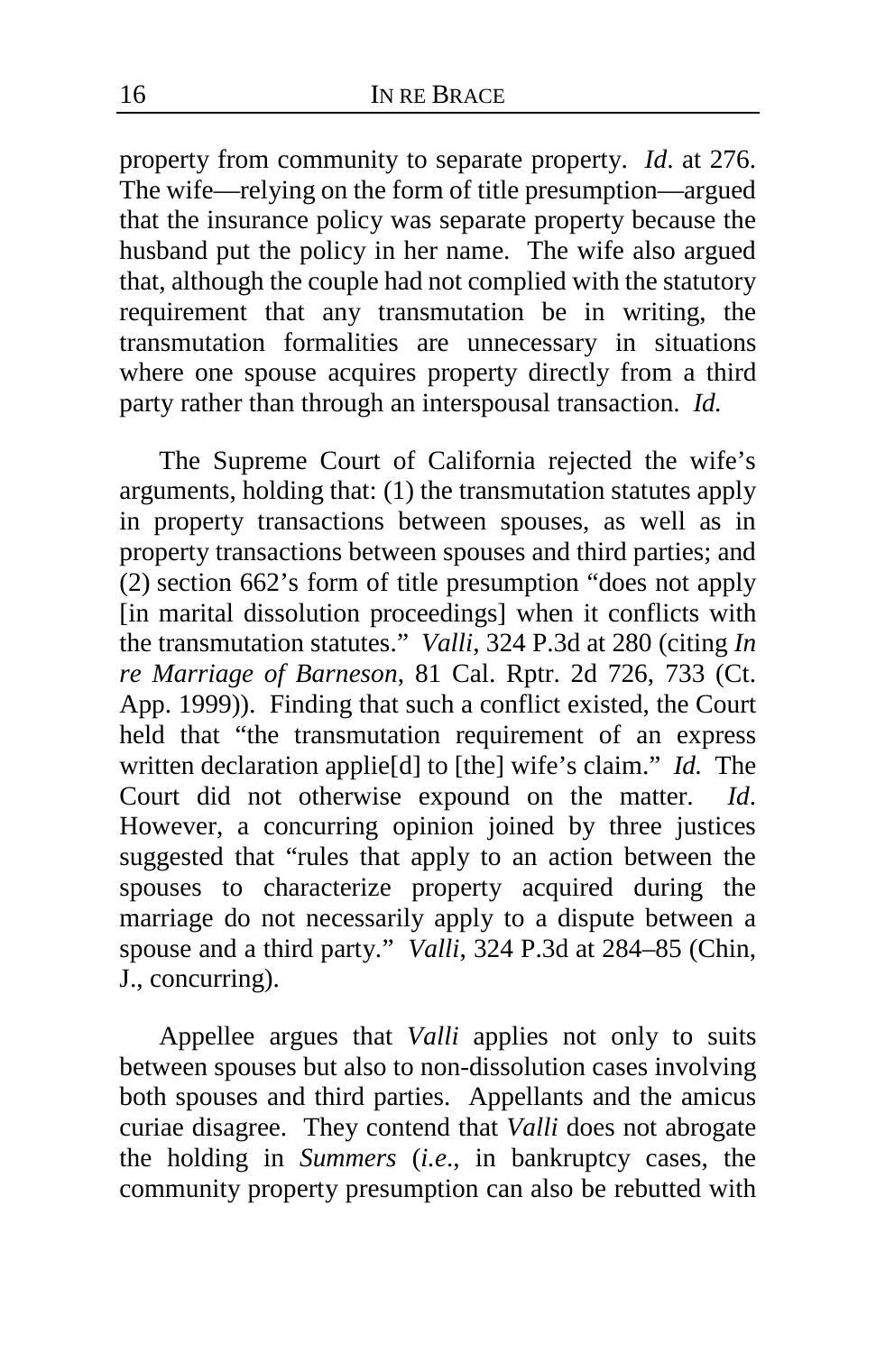property from community to separate property. *Id*. at 276. The wife—relying on the form of title presumption—argued that the insurance policy was separate property because the husband put the policy in her name. The wife also argued that, although the couple had not complied with the statutory requirement that any transmutation be in writing, the transmutation formalities are unnecessary in situations where one spouse acquires property directly from a third party rather than through an interspousal transaction. *Id.*

The Supreme Court of California rejected the wife's arguments, holding that: (1) the transmutation statutes apply in property transactions between spouses, as well as in property transactions between spouses and third parties; and (2) section 662's form of title presumption "does not apply [in marital dissolution proceedings] when it conflicts with the transmutation statutes." *Valli*, 324 P.3d at 280 (citing *In re Marriage of Barneson*, 81 Cal. Rptr. 2d 726, 733 (Ct. App. 1999)). Finding that such a conflict existed, the Court held that "the transmutation requirement of an express written declaration applie[d] to [the] wife's claim." *Id.* The Court did not otherwise expound on the matter. *Id*. However, a concurring opinion joined by three justices suggested that "rules that apply to an action between the spouses to characterize property acquired during the marriage do not necessarily apply to a dispute between a spouse and a third party." *Valli*, 324 P.3d at 284–85 (Chin, J., concurring).

Appellee argues that *Valli* applies not only to suits between spouses but also to non-dissolution cases involving both spouses and third parties. Appellants and the amicus curiae disagree. They contend that *Valli* does not abrogate the holding in *Summers* (*i.e.*, in bankruptcy cases, the community property presumption can also be rebutted with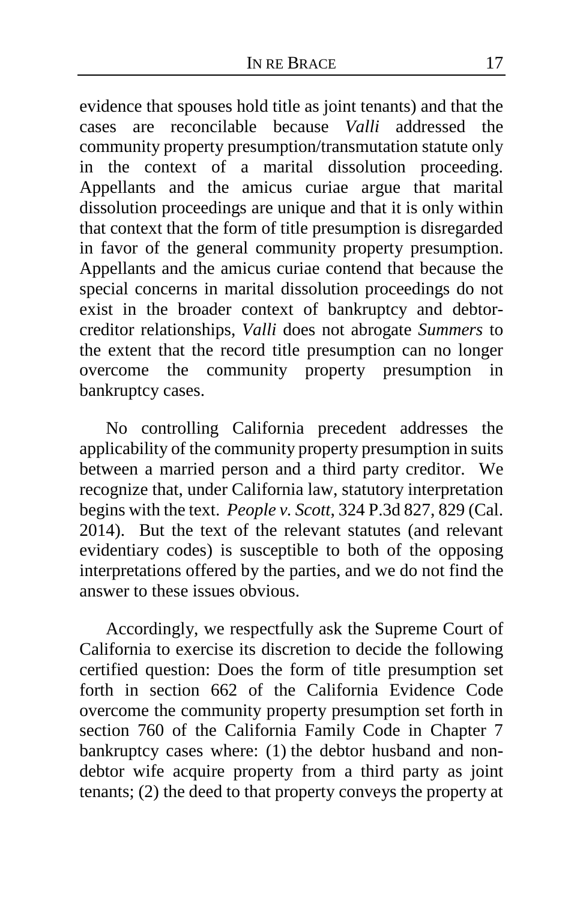evidence that spouses hold title as joint tenants) and that the cases are reconcilable because *Valli* addressed the community property presumption/transmutation statute only in the context of a marital dissolution proceeding. Appellants and the amicus curiae argue that marital dissolution proceedings are unique and that it is only within that context that the form of title presumption is disregarded in favor of the general community property presumption. Appellants and the amicus curiae contend that because the special concerns in marital dissolution proceedings do not exist in the broader context of bankruptcy and debtor-creditor relationships, *Valli* does not abrogate *Summers* to the extent that the record title presumption can no longer overcome the community property presumption in bankruptcy cases.

No controlling California precedent addresses the applicability of the community property presumption in suits between a married person and a third party creditor. We recognize that, under California law, statutory interpretation begins with the text. *People v. Scott*, 324 P.3d 827, 829 (Cal. 2014). But the text of the relevant statutes (and relevant evidentiary codes) is susceptible to both of the opposing interpretations offered by the parties, and we do not find the answer to these issues obvious.

Accordingly, we respectfully ask the Supreme Court of California to exercise its discretion to decide the following certified question: Does the form of title presumption set forth in section 662 of the California Evidence Code overcome the community property presumption set forth in section 760 of the California Family Code in Chapter 7 bankruptcy cases where: (1) the debtor husband and non-debtor wife acquire property from a third party as joint tenants; (2) the deed to that property conveys the property at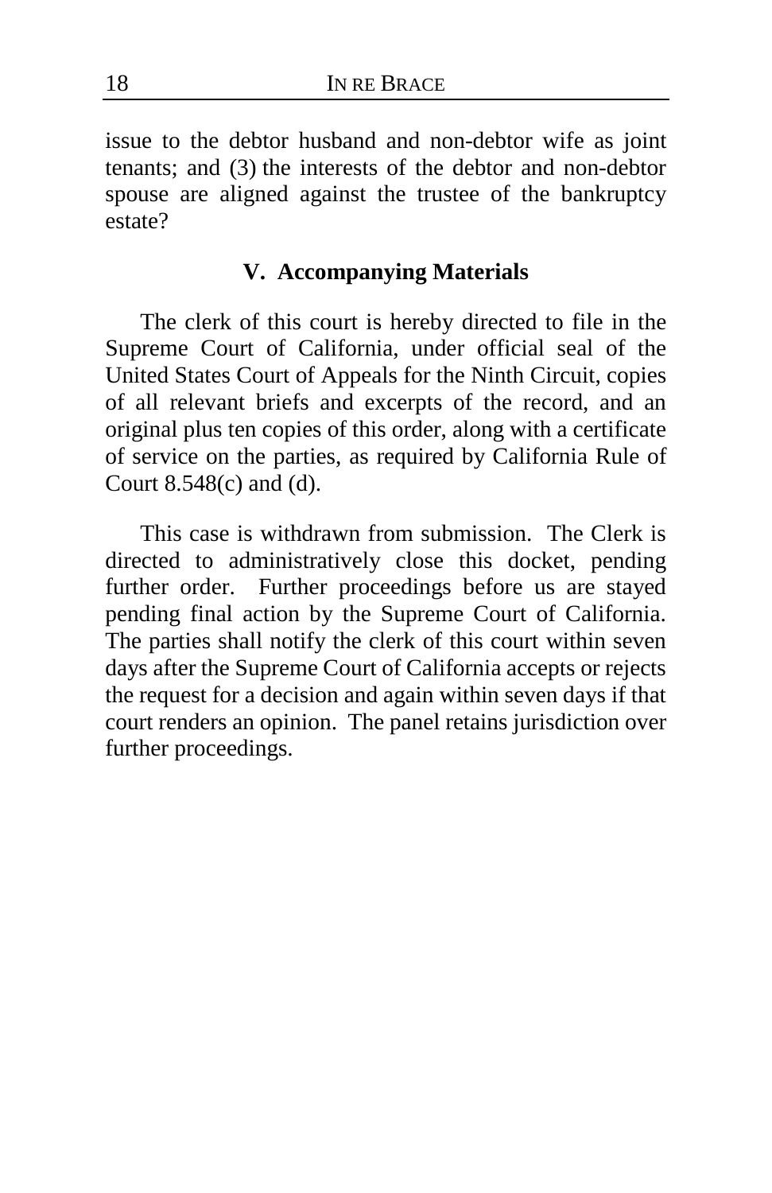issue to the debtor husband and non-debtor wife as joint tenants; and (3) the interests of the debtor and non-debtor spouse are aligned against the trustee of the bankruptcy estate?

## V. Accompanying Materials

The clerk of this court is hereby directed to file in the Supreme Court of California, under official seal of the United States Court of Appeals for the Ninth Circuit, copies of all relevant briefs and excerpts of the record, and an original plus ten copies of this order, along with a certificate of service on the parties, as required by California Rule of Court 8.548(c) and (d).

This case is withdrawn from submission. The Clerk is directed to administratively close this docket, pending further order. Further proceedings before us are stayed pending final action by the Supreme Court of California. The parties shall notify the clerk of this court within seven days after the Supreme Court of California accepts or rejects the request for a decision and again within seven days if that court renders an opinion. The panel retains jurisdiction over further proceedings.